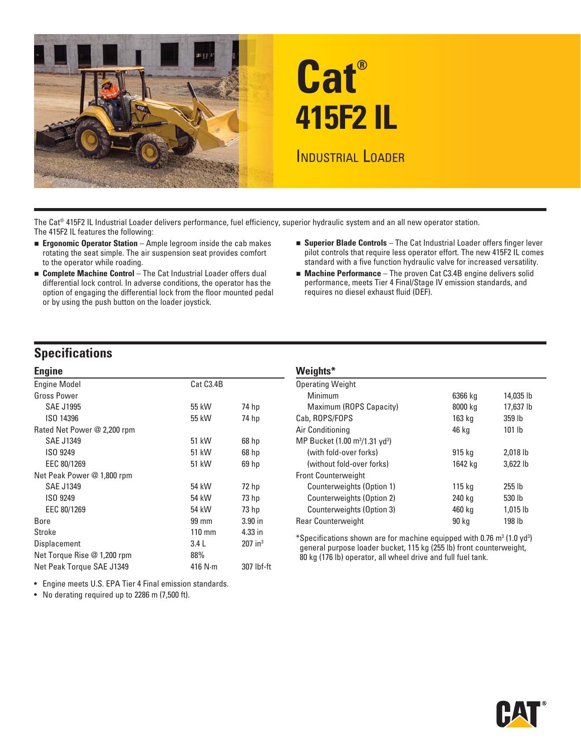# Cat®

# 415F2 IL

## Industrial Loader

The Cat® 415F2 IL Industrial Loader delivers performance, fuel efficiency, superior hydraulic system and an all new operator station. The 415F2 IL features the following:

- **Ergonomic Operator Station** – Ample legroom inside the cab makes rotating the seat simple. The air suspension seat provides comfort to the operator while roading.
- **Complete Machine Control** – The Cat Industrial Loader offers dual differential lock control. In adverse conditions, the operator has the option of engaging the differential lock from the floor mounted pedal or by using the push button on the loader joystick.
- **Superior Blade Controls** – The Cat Industrial Loader offers finger lever pilot controls that require less operator effort. The new 415F2 IL comes standard with a five function hydraulic valve for increased versatility.
- **Machine Performance** – The proven Cat C3.4B engine delivers solid performance, meets Tier 4 Final/Stage IV emission standards, and requires no diesel exhaust fluid (DEF).

## Specifications

### Engine

| | | |
|---|---|---|
| Engine Model | Cat C3.4B | |
| Gross Power | | |
| SAE J1995 | 55 kW | 74 hp |
| ISO 14396 | 55 kW | 74 hp |
| Rated Net Power @ 2,200 rpm | | |
| SAE J1349 | 51 kW | 68 hp |
| ISO 9249 | 51 kW | 68 hp |
| EEC 80/1269 | 51 kW | 69 hp |
| Net Peak Power @ 1,800 rpm | | |
| SAE J1349 | 54 kW | 72 hp |
| ISO 9249 | 54 kW | 73 hp |
| EEC 80/1269 | 54 kW | 73 hp |
| Bore | 99 mm | 3.90 in |
| Stroke | 110 mm | 4.33 in |
| Displacement | 3.4 L | 207 in³ |
| Net Torque Rise @ 1,200 rpm | 88% | |
| Net Peak Torque SAE J1349 | 416 N·m | 307 lbf-ft |

- Engine meets U.S. EPA Tier 4 Final emission standards.
- No derating required up to 2286 m (7,500 ft).

### Weights*

| | | |
|---|---|---|
| Operating Weight | | |
| Minimum | 6366 kg | 14,035 lb |
| Maximum (ROPS Capacity) | 8000 kg | 17,637 lb |
| Cab, ROPS/FOPS | 163 kg | 359 lb |
| Air Conditioning | 46 kg | 101 lb |
| MP Bucket (1.00 m³/1.31 yd³) | | |
| (with fold-over forks) | 915 kg | 2,018 lb |
| (without fold-over forks) | 1642 kg | 3,622 lb |
| Front Counterweight | | |
| Counterweights (Option 1) | 115 kg | 255 lb |
| Counterweights (Option 2) | 240 kg | 530 lb |
| Counterweights (Option 3) | 460 kg | 1,015 lb |
| Rear Counterweight | 90 kg | 198 lb |

*Specifications shown are for machine equipped with 0.76 m³ (1.0 yd³) general purpose loader bucket, 115 kg (255 lb) front counterweight, 80 kg (176 lb) operator, all wheel drive and full fuel tank.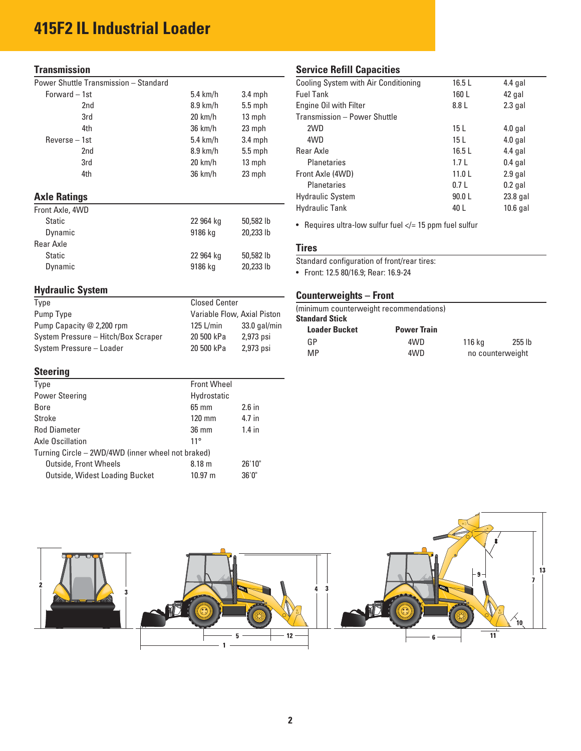# 415F2 IL Industrial Loader

## Transmission

| Power Shuttle Transmission – Standard | | |
|---|---|---|
| Forward – 1st | 5.4 km/h | 3.4 mph |
| 2nd | 8.9 km/h | 5.5 mph |
| 3rd | 20 km/h | 13 mph |
| 4th | 36 km/h | 23 mph |
| Reverse – 1st | 5.4 km/h | 3.4 mph |
| 2nd | 8.9 km/h | 5.5 mph |
| 3rd | 20 km/h | 13 mph |
| 4th | 36 km/h | 23 mph |

## Axle Ratings

| Front Axle, 4WD | | |
|---|---|---|
| Static | 22 964 kg | 50,582 lb |
| Dynamic | 9186 kg | 20,233 lb |
| Rear Axle | | |
| Static | 22 964 kg | 50,582 lb |
| Dynamic | 9186 kg | 20,233 lb |

## Hydraulic System

| | | |
|---|---|---|
| Type | Closed Center | |
| Pump Type | Variable Flow, Axial Piston | |
| Pump Capacity @ 2,200 rpm | 125 L/min | 33.0 gal/min |
| System Pressure – Hitch/Box Scraper | 20 500 kPa | 2,973 psi |
| System Pressure – Loader | 20 500 kPa | 2,973 psi |

## Steering

| | | |
|---|---|---|
| Type | Front Wheel | |
| Power Steering | Hydrostatic | |
| Bore | 65 mm | 2.6 in |
| Stroke | 120 mm | 4.7 in |
| Rod Diameter | 36 mm | 1.4 in |
| Axle Oscillation | 11° | |
| Turning Circle – 2WD/4WD (inner wheel not braked) | | |
| Outside, Front Wheels | 8.18 m | 26'10" |
| Outside, Widest Loading Bucket | 10.97 m | 36'0" |

## Service Refill Capacities

| | | |
|---|---|---|
| Cooling System with Air Conditioning | 16.5 L | 4.4 gal |
| Fuel Tank | 160 L | 42 gal |
| Engine Oil with Filter | 8.8 L | 2.3 gal |
| Transmission – Power Shuttle | | |
| 2WD | 15 L | 4.0 gal |
| 4WD | 15 L | 4.0 gal |
| Rear Axle | 16.5 L | 4.4 gal |
| Planetaries | 1.7 L | 0.4 gal |
| Front Axle (4WD) | 11.0 L | 2.9 gal |
| Planetaries | 0.7 L | 0.2 gal |
| Hydraulic System | 90.0 L | 23.8 gal |
| Hydraulic Tank | 40 L | 10.6 gal |

- Requires ultra-low sulfur fuel </= 15 ppm fuel sulfur

## Tires

Standard configuration of front/rear tires:

- Front: 12.5 80/16.9; Rear: 16.9-24

## Counterweights – Front

(minimum counterweight recommendations)

**Standard Stick**

| Loader Bucket | Power Train | | |
|---|---|---|---|
| GP | 4WD | 116 kg | 255 lb |
| MP | 4WD | no counterweight | |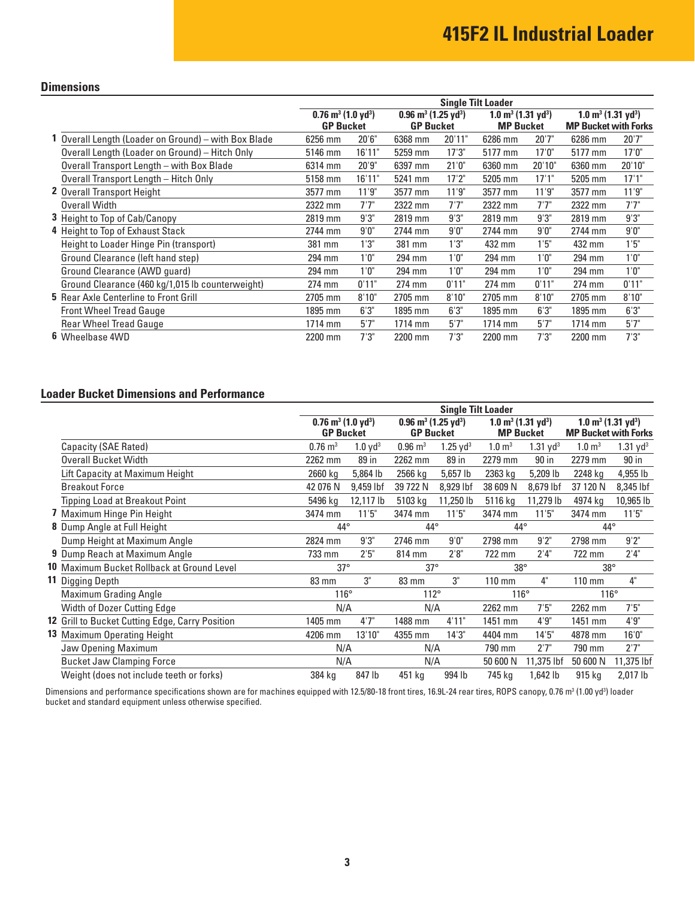# 415F2 IL Industrial Loader

## Dimensions

| | | Single Tilt Loader | | | | | | | |
|---|---|---|---|---|---|---|---|---|---|
| | | $0.76\ m^3$ ($1.0\ yd^3$) GP Bucket | | $0.96\ m^3$ ($1.25\ yd^3$) GP Bucket | | $1.0\ m^3$ ($1.31\ yd^3$) MP Bucket | | $1.0\ m^3$ ($1.31\ yd^3$) MP Bucket with Forks | |
| 1 | Overall Length (Loader on Ground) – with Box Blade | 6256 mm | 20'6" | 6368 mm | 20'11" | 6286 mm | 20'7" | 6286 mm | 20'7" |
| | Overall Length (Loader on Ground) – Hitch Only | 5146 mm | 16'11" | 5259 mm | 17'3" | 5177 mm | 17'0" | 5177 mm | 17'0" |
| | Overall Transport Length – with Box Blade | 6314 mm | 20'9" | 6397 mm | 21'0" | 6360 mm | 20'10" | 6360 mm | 20'10" |
| | Overall Transport Length – Hitch Only | 5158 mm | 16'11" | 5241 mm | 17'2" | 5205 mm | 17'1" | 5205 mm | 17'1" |
| 2 | Overall Transport Height | 3577 mm | 11'9" | 3577 mm | 11'9" | 3577 mm | 11'9" | 3577 mm | 11'9" |
| | Overall Width | 2322 mm | 7'7" | 2322 mm | 7'7" | 2322 mm | 7'7" | 2322 mm | 7'7" |
| 3 | Height to Top of Cab/Canopy | 2819 mm | 9'3" | 2819 mm | 9'3" | 2819 mm | 9'3" | 2819 mm | 9'3" |
| 4 | Height to Top of Exhaust Stack | 2744 mm | 9'0" | 2744 mm | 9'0" | 2744 mm | 9'0" | 2744 mm | 9'0" |
| | Height to Loader Hinge Pin (transport) | 381 mm | 1'3" | 381 mm | 1'3" | 432 mm | 1'5" | 432 mm | 1'5" |
| | Ground Clearance (left hand step) | 294 mm | 1'0" | 294 mm | 1'0" | 294 mm | 1'0" | 294 mm | 1'0" |
| | Ground Clearance (AWD guard) | 294 mm | 1'0" | 294 mm | 1'0" | 294 mm | 1'0" | 294 mm | 1'0" |
| | Ground Clearance (460 kg/1,015 lb counterweight) | 274 mm | 0'11" | 274 mm | 0'11" | 274 mm | 0'11" | 274 mm | 0'11" |
| 5 | Rear Axle Centerline to Front Grill | 2705 mm | 8'10" | 2705 mm | 8'10" | 2705 mm | 8'10" | 2705 mm | 8'10" |
| | Front Wheel Tread Gauge | 1895 mm | 6'3" | 1895 mm | 6'3" | 1895 mm | 6'3" | 1895 mm | 6'3" |
| | Rear Wheel Tread Gauge | 1714 mm | 5'7" | 1714 mm | 5'7" | 1714 mm | 5'7" | 1714 mm | 5'7" |
| 6 | Wheelbase 4WD | 2200 mm | 7'3" | 2200 mm | 7'3" | 2200 mm | 7'3" | 2200 mm | 7'3" |

## Loader Bucket Dimensions and Performance

| | | Single Tilt Loader | | | | | | | |
|---|---|---|---|---|---|---|---|---|---|
| | | $0.76\ m^3$ ($1.0\ yd^3$) GP Bucket | | $0.96\ m^3$ ($1.25\ yd^3$) GP Bucket | | $1.0\ m^3$ ($1.31\ yd^3$) MP Bucket | | $1.0\ m^3$ ($1.31\ yd^3$) MP Bucket with Forks | |
| | Capacity (SAE Rated) | $0.76\ m^3$ | $1.0\ yd^3$ | $0.96\ m^3$ | $1.25\ yd^3$ | $1.0\ m^3$ | $1.31\ yd^3$ | $1.0\ m^3$ | $1.31\ yd^3$ |
| | Overall Bucket Width | 2262 mm | 89 in | 2262 mm | 89 in | 2279 mm | 90 in | 2279 mm | 90 in |
| | Lift Capacity at Maximum Height | 2660 kg | 5,864 lb | 2566 kg | 5,657 lb | 2363 kg | 5,209 lb | 2248 kg | 4,955 lb |
| | Breakout Force | 42 076 N | 9,459 lbf | 39 722 N | 8,929 lbf | 38 609 N | 8,679 lbf | 37 120 N | 8,345 lbf |
| | Tipping Load at Breakout Point | 5496 kg | 12,117 lb | 5103 kg | 11,250 lb | 5116 kg | 11,279 lb | 4974 kg | 10,965 lb |
| 7 | Maximum Hinge Pin Height | 3474 mm | 11'5" | 3474 mm | 11'5" | 3474 mm | 11'5" | 3474 mm | 11'5" |
| 8 | Dump Angle at Full Height | 44° | | 44° | | 44° | | 44° | |
| | Dump Height at Maximum Angle | 2824 mm | 9'3" | 2746 mm | 9'0" | 2798 mm | 9'2" | 2798 mm | 9'2" |
| 9 | Dump Reach at Maximum Angle | 733 mm | 2'5" | 814 mm | 2'8" | 722 mm | 2'4" | 722 mm | 2'4" |
| 10 | Maximum Bucket Rollback at Ground Level | 37° | | 37° | | 38° | | 38° | |
| 11 | Digging Depth | 83 mm | 3" | 83 mm | 3" | 110 mm | 4" | 110 mm | 4" |
| | Maximum Grading Angle | 116° | | 112° | | 116° | | 116° | |
| | Width of Dozer Cutting Edge | N/A | | N/A | | 2262 mm | 7'5" | 2262 mm | 7'5" |
| 12 | Grill to Bucket Cutting Edge, Carry Position | 1405 mm | 4'7" | 1488 mm | 4'11" | 1451 mm | 4'9" | 1451 mm | 4'9" |
| 13 | Maximum Operating Height | 4206 mm | 13'10" | 4355 mm | 14'3" | 4404 mm | 14'5" | 4878 mm | 16'0" |
| | Jaw Opening Maximum | N/A | | N/A | | 790 mm | 2'7" | 790 mm | 2'7" |
| | Bucket Jaw Clamping Force | N/A | | N/A | | 50 600 N | 11,375 lbf | 50 600 N | 11,375 lbf |
| | Weight (does not include teeth or forks) | 384 kg | 847 lb | 451 kg | 994 lb | 745 kg | 1,642 lb | 915 kg | 2,017 lb |

Dimensions and performance specifications shown are for machines equipped with 12.5/80-18 front tires, 16.9L-24 rear tires, ROPS canopy, $0.76\ m^3$ ($1.00\ yd^3$) loader bucket and standard equipment unless otherwise specified.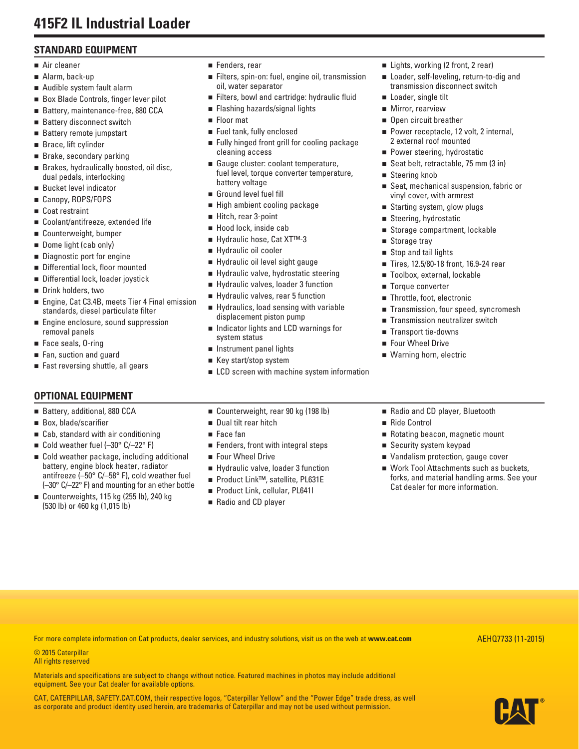# 415F2 IL Industrial Loader

## STANDARD EQUIPMENT

- Air cleaner
- Alarm, back-up
- Audible system fault alarm
- Box Blade Controls, finger lever pilot
- Battery, maintenance-free, 880 CCA
- Battery disconnect switch
- Battery remote jumpstart
- Brace, lift cylinder
- Brake, secondary parking
- Brakes, hydraulically boosted, oil disc, dual pedals, interlocking
- Bucket level indicator
- Canopy, ROPS/FOPS
- Coat restraint
- Coolant/antifreeze, extended life
- Counterweight, bumper
- Dome light (cab only)
- Diagnostic port for engine
- Differential lock, floor mounted
- Differential lock, loader joystick
- Drink holders, two
- Engine, Cat C3.4B, meets Tier 4 Final emission standards, diesel particulate filter
- Engine enclosure, sound suppression removal panels
- Face seals, O-ring
- Fan, suction and guard
- Fast reversing shuttle, all gears
- Fenders, rear
- Filters, spin-on: fuel, engine oil, transmission oil, water separator
- Filters, bowl and cartridge: hydraulic fluid
- Flashing hazards/signal lights
- Floor mat
- Fuel tank, fully enclosed
- Fully hinged front grill for cooling package cleaning access
- Gauge cluster: coolant temperature, fuel level, torque converter temperature, battery voltage
- Ground level fuel fill
- High ambient cooling package
- Hitch, rear 3-point
- Hood lock, inside cab
- Hydraulic hose, Cat XT™-3
- Hydraulic oil cooler
- Hydraulic oil level sight gauge
- Hydraulic valve, hydrostatic steering
- Hydraulic valves, loader 3 function
- Hydraulic valves, rear 5 function
- Hydraulics, load sensing with variable displacement piston pump
- Indicator lights and LCD warnings for system status
- Instrument panel lights
- Key start/stop system
- LCD screen with machine system information
- Lights, working (2 front, 2 rear)
- Loader, self-leveling, return-to-dig and transmission disconnect switch
- Loader, single tilt
- Mirror, rearview
- Open circuit breather
- Power receptacle, 12 volt, 2 internal, 2 external roof mounted
- Power steering, hydrostatic
- Seat belt, retractable, 75 mm (3 in)
- Steering knob
- Seat, mechanical suspension, fabric or vinyl cover, with armrest
- Starting system, glow plugs
- Steering, hydrostatic
- Storage compartment, lockable
- Storage tray
- Stop and tail lights
- Tires, 12.5/80-18 front, 16.9-24 rear
- Toolbox, external, lockable
- Torque converter
- Throttle, foot, electronic
- Transmission, four speed, syncromesh
- Transmission neutralizer switch
- Transport tie-downs
- Four Wheel Drive
- Warning horn, electric

## OPTIONAL EQUIPMENT

- Battery, additional, 880 CCA
- Box, blade/scarifier
- Cab, standard with air conditioning
- Cold weather fuel (–30° C/–22° F)
- Cold weather package, including additional battery, engine block heater, radiator antifreeze (–50° C/–58° F), cold weather fuel (–30° C/–22° F) and mounting for an ether bottle
- Counterweights, 115 kg (255 lb), 240 kg (530 lb) or 460 kg (1,015 lb)
- Counterweight, rear 90 kg (198 lb)
- Dual tilt rear hitch
- Face fan
- Fenders, front with integral steps
- Four Wheel Drive
- Hydraulic valve, loader 3 function
- Product Link™, satellite, PL631E
- Product Link, cellular, PL641I
- Radio and CD player
- Radio and CD player, Bluetooth
- Ride Control
- Rotating beacon, magnetic mount
- Security system keypad
- Vandalism protection, gauge cover
- Work Tool Attachments such as buckets, forks, and material handling arms. See your Cat dealer for more information.

For more complete information on Cat products, dealer services, and industry solutions, visit us on the web at **www.cat.com**

AEHQ7733 (11-2015)

© 2015 Caterpillar
All rights reserved

Materials and specifications are subject to change without notice. Featured machines in photos may include additional equipment. See your Cat dealer for available options.

CAT, CATERPILLAR, SAFETY.CAT.COM, their respective logos, "Caterpillar Yellow" and the "Power Edge" trade dress, as well as corporate and product identity used herein, are trademarks of Caterpillar and may not be used without permission.